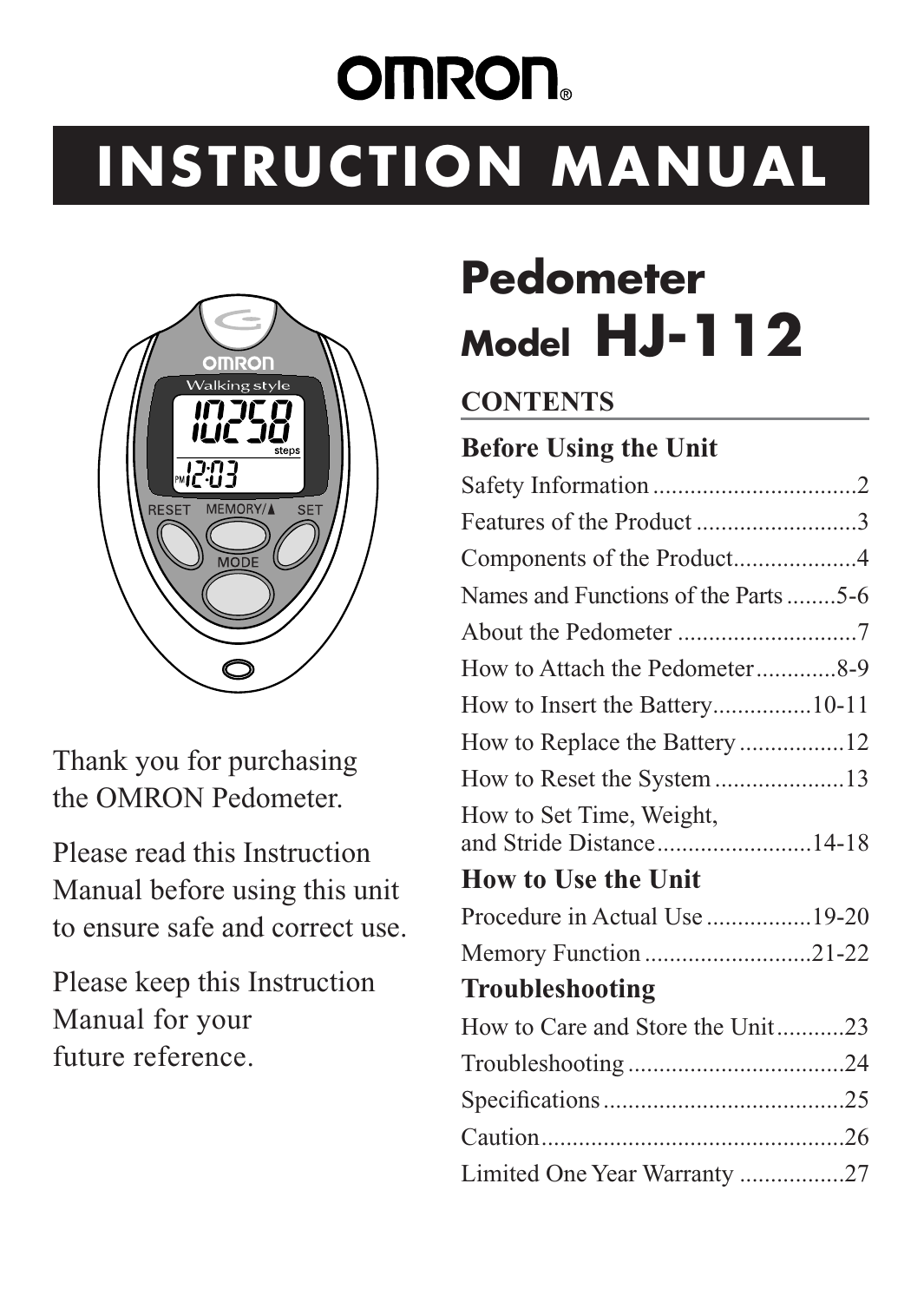# OMRON

# INSTRUCTION MANUAL

Thank you for purchasing the OMRON Pedometer.

Please read this Instruction Manual before using this unit to ensure safe and correct use.

Please keep this Instruction Manual for your future reference.

## Pedometer

## Model HJ-112

### CONTENTS

**Before Using the Unit**

- Safety Information ................................2
- Features of the Product ..........................3
- Components of the Product....................4
- Names and Functions of the Parts ........5-6
- About the Pedometer .............................7
- How to Attach the Pedometer.............8-9
- How to Insert the Battery................10-11
- How to Replace the Battery .................12
- How to Reset the System .....................13
- How to Set Time, Weight, and Stride Distance.........................14-18

**How to Use the Unit**

- Procedure in Actual Use .................19-20
- Memory Function ...........................21-22

**Troubleshooting**

- How to Care and Store the Unit...........23
- Troubleshooting ...................................24
- Specifications .......................................25
- Caution.................................................26
- Limited One Year Warranty .................27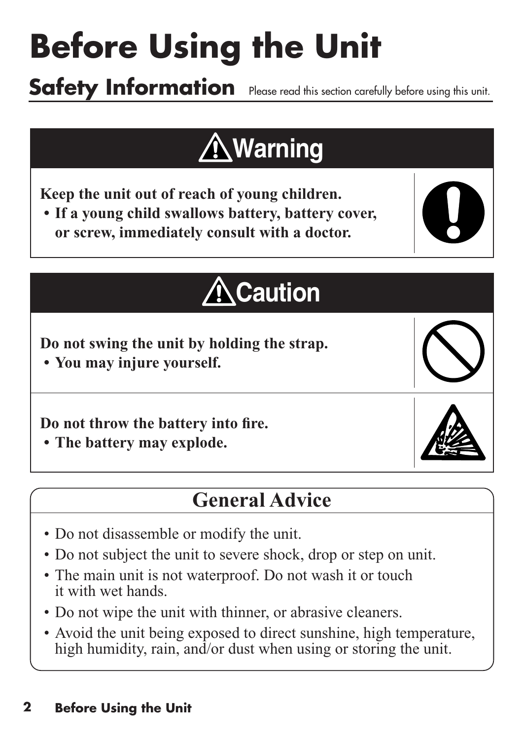# Before Using the Unit

## Safety Information

Please read this section carefully before using this unit.

### ⚠ Warning

**Keep the unit out of reach of young children.**

- **If a young child swallows battery, battery cover, or screw, immediately consult with a doctor.**

### ⚠ Caution

**Do not swing the unit by holding the strap.**

- **You may injure yourself.**

**Do not throw the battery into fire.**

- **The battery may explode.**

### General Advice

- Do not disassemble or modify the unit.
- Do not subject the unit to severe shock, drop or step on unit.
- The main unit is not waterproof. Do not wash it or touch it with wet hands.
- Do not wipe the unit with thinner, or abrasive cleaners.
- Avoid the unit being exposed to direct sunshine, high temperature, high humidity, rain, and/or dust when using or storing the unit.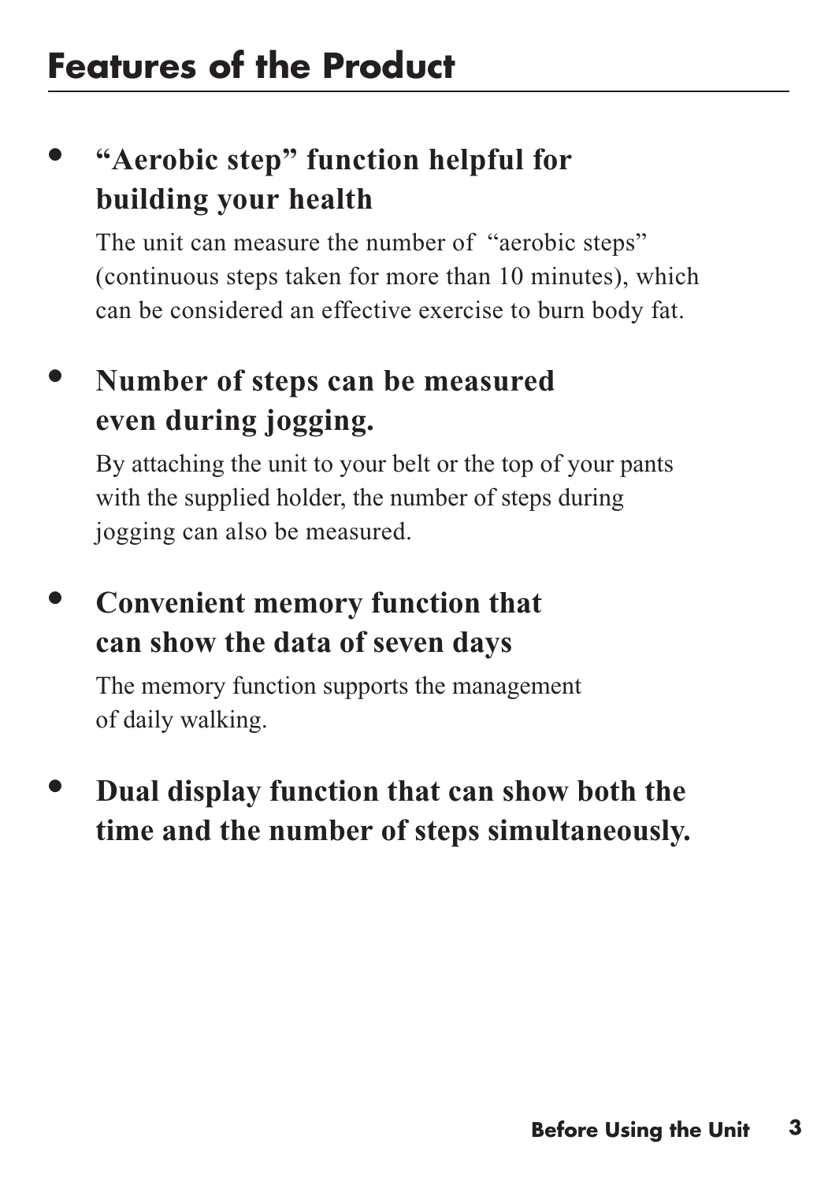# Features of the Product

- **"Aerobic step" function helpful for building your health**

  The unit can measure the number of "aerobic steps" (continuous steps taken for more than 10 minutes), which can be considered an effective exercise to burn body fat.

- **Number of steps can be measured even during jogging.**

  By attaching the unit to your belt or the top of your pants with the supplied holder, the number of steps during jogging can also be measured.

- **Convenient memory function that can show the data of seven days**

  The memory function supports the management of daily walking.

- **Dual display function that can show both the time and the number of steps simultaneously.**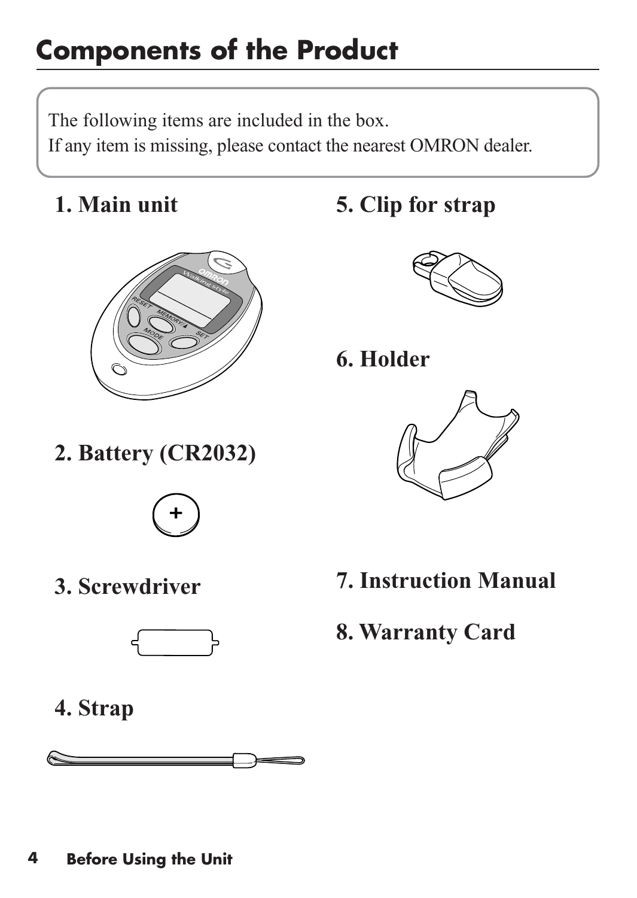# Components of the Product

The following items are included in the box.
If any item is missing, please contact the nearest OMRON dealer.

## 1. Main unit

## 2. Battery (CR2032)

## 3. Screwdriver

## 4. Strap

## 5. Clip for strap

## 6. Holder

## 7. Instruction Manual

## 8. Warranty Card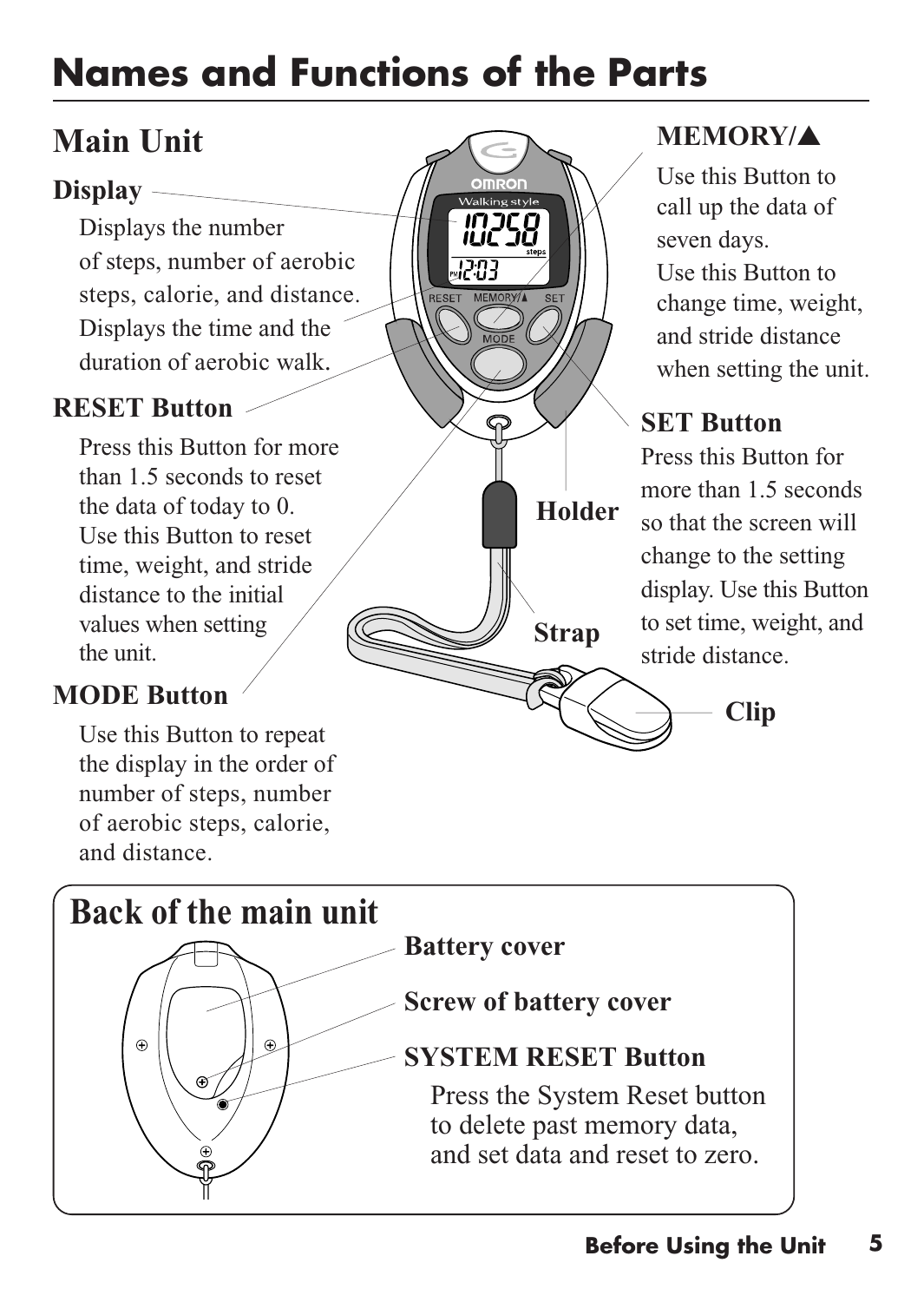# Names and Functions of the Parts

## Main Unit

### Display

Displays the number of steps, number of aerobic steps, calorie, and distance. Displays the time and the duration of aerobic walk.

### RESET Button

Press this Button for more than 1.5 seconds to reset the data of today to 0. Use this Button to reset time, weight, and stride distance to the initial values when setting the unit.

### MODE Button

Use this Button to repeat the display in the order of number of steps, number of aerobic steps, calorie, and distance.

### MEMORY/▲

Use this Button to call up the data of seven days.
Use this Button to change time, weight, and stride distance when setting the unit.

### SET Button

Press this Button for more than 1.5 seconds so that the screen will change to the setting display. Use this Button to set time, weight, and stride distance.

**Holder**

**Strap**

**Clip**

## Back of the main unit

**Battery cover**

**Screw of battery cover**

**SYSTEM RESET Button**

Press the System Reset button to delete past memory data, and set data and reset to zero.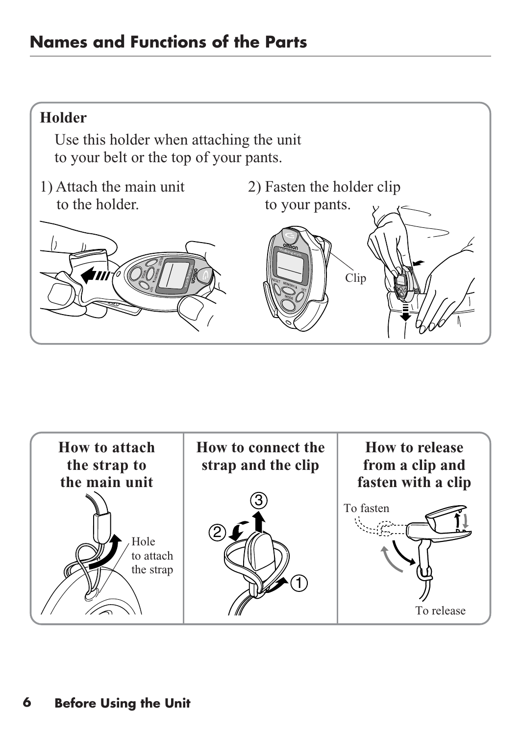## Names and Functions of the Parts

### Holder

Use this holder when attaching the unit to your belt or the top of your pants.

1) Attach the main unit to the holder.

2) Fasten the holder clip to your pants.

Clip

| How to attach the strap to the main unit | How to connect the strap and the clip | How to release from a clip and fasten with a clip |
| --- | --- | --- |
| Hole to attach the strap | 1 2 3 | To fasten / To release |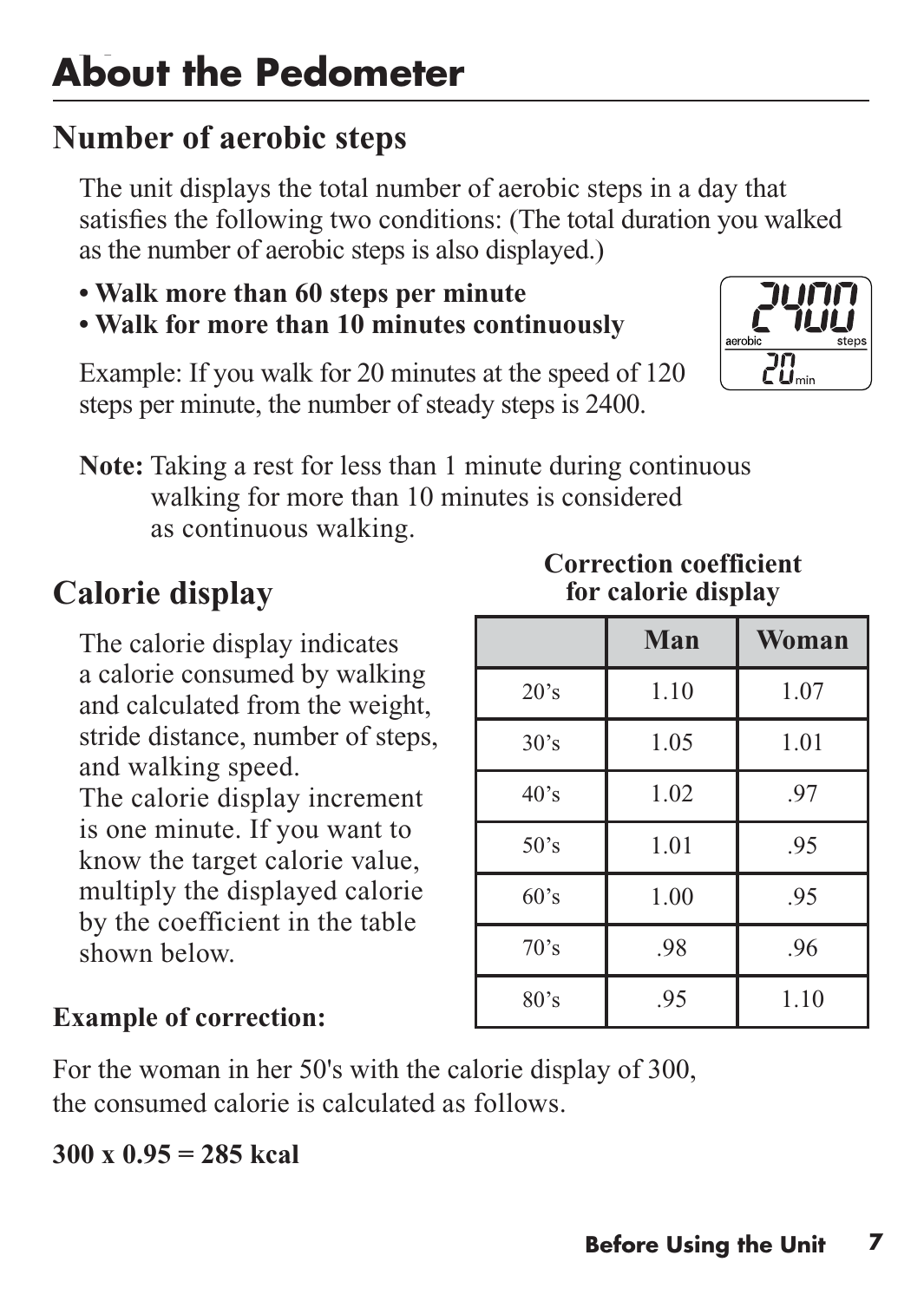# About the Pedometer

## Number of aerobic steps

The unit displays the total number of aerobic steps in a day that satisfies the following two conditions: (The total duration you walked as the number of aerobic steps is also displayed.)

- **Walk more than 60 steps per minute**
- **Walk for more than 10 minutes continuously**

Example: If you walk for 20 minutes at the speed of 120 steps per minute, the number of steady steps is 2400.

**Note:** Taking a rest for less than 1 minute during continuous walking for more than 10 minutes is considered as continuous walking.

## Calorie display

The calorie display indicates a calorie consumed by walking and calculated from the weight, stride distance, number of steps, and walking speed.
The calorie display increment is one minute. If you want to know the target calorie value, multiply the displayed calorie by the coefficient in the table shown below.

**Correction coefficient for calorie display**

| | Man | Woman |
|---|---|---|
| 20's | 1.10 | 1.07 |
| 30's | 1.05 | 1.01 |
| 40's | 1.02 | .97 |
| 50's | 1.01 | .95 |
| 60's | 1.00 | .95 |
| 70's | .98 | .96 |
| 80's | .95 | 1.10 |

**Example of correction:**

For the woman in her 50's with the calorie display of 300, the consumed calorie is calculated as follows.

**300 x 0.95 = 285 kcal**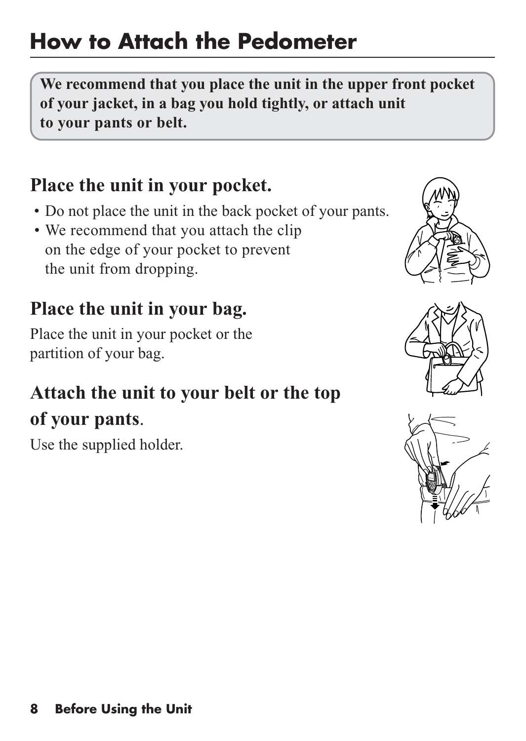# How to Attach the Pedometer

**We recommend that you place the unit in the upper front pocket of your jacket, in a bag you hold tightly, or attach unit to your pants or belt.**

## Place the unit in your pocket.

- Do not place the unit in the back pocket of your pants.
- We recommend that you attach the clip on the edge of your pocket to prevent the unit from dropping.

## Place the unit in your bag.

Place the unit in your pocket or the partition of your bag.

## Attach the unit to your belt or the top of your pants.

Use the supplied holder.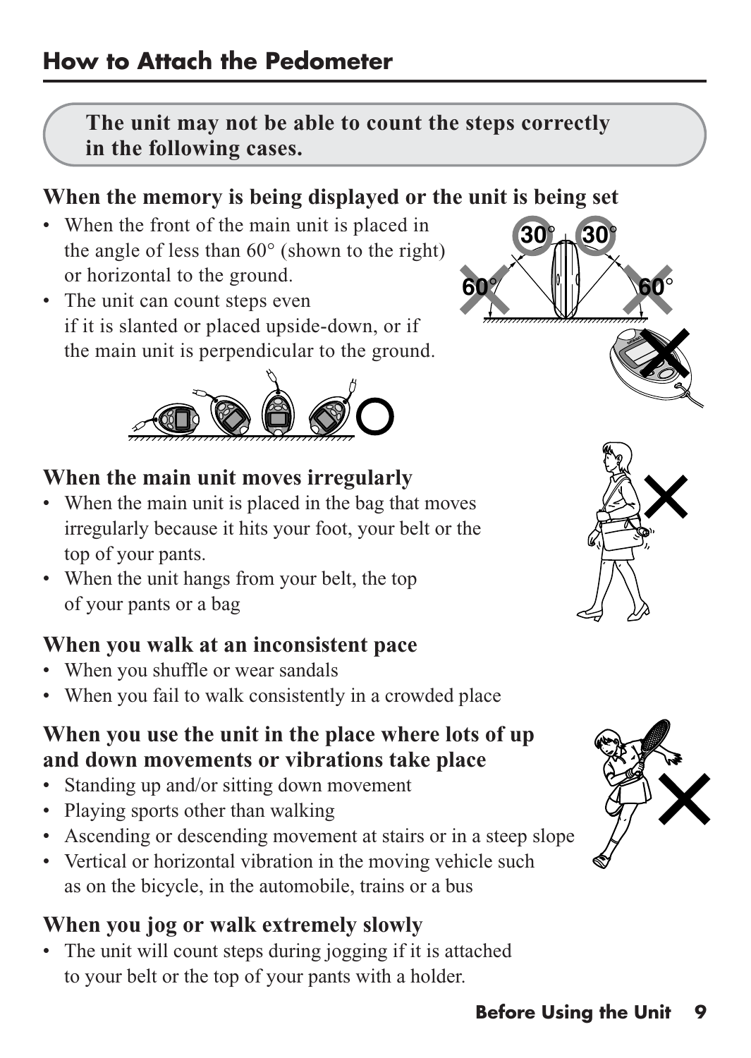## How to Attach the Pedometer

**The unit may not be able to count the steps correctly in the following cases.**

### When the memory is being displayed or the unit is being set

- When the front of the main unit is placed in the angle of less than 60° (shown to the right) or horizontal to the ground.
- The unit can count steps even if it is slanted or placed upside-down, or if the main unit is perpendicular to the ground.

### When the main unit moves irregularly

- When the main unit is placed in the bag that moves irregularly because it hits your foot, your belt or the top of your pants.
- When the unit hangs from your belt, the top of your pants or a bag

### When you walk at an inconsistent pace

- When you shuffle or wear sandals
- When you fail to walk consistently in a crowded place

### When you use the unit in the place where lots of up and down movements or vibrations take place

- Standing up and/or sitting down movement
- Playing sports other than walking
- Ascending or descending movement at stairs or in a steep slope
- Vertical or horizontal vibration in the moving vehicle such as on the bicycle, in the automobile, trains or a bus

### When you jog or walk extremely slowly

- The unit will count steps during jogging if it is attached to your belt or the top of your pants with a holder.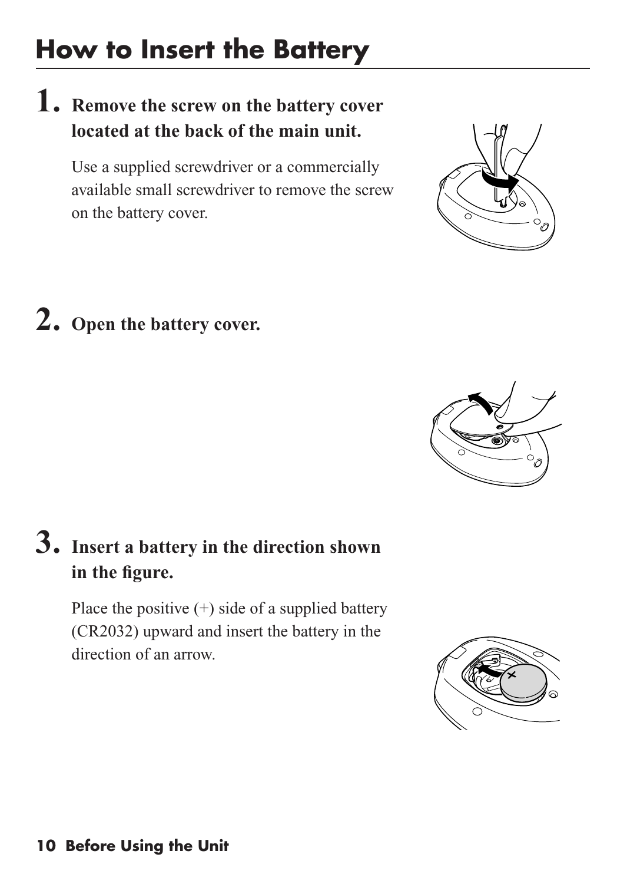# How to Insert the Battery

## 1. Remove the screw on the battery cover located at the back of the main unit.

Use a supplied screwdriver or a commercially available small screwdriver to remove the screw on the battery cover.

## 2. Open the battery cover.

## 3. Insert a battery in the direction shown in the figure.

Place the positive (+) side of a supplied battery (CR2032) upward and insert the battery in the direction of an arrow.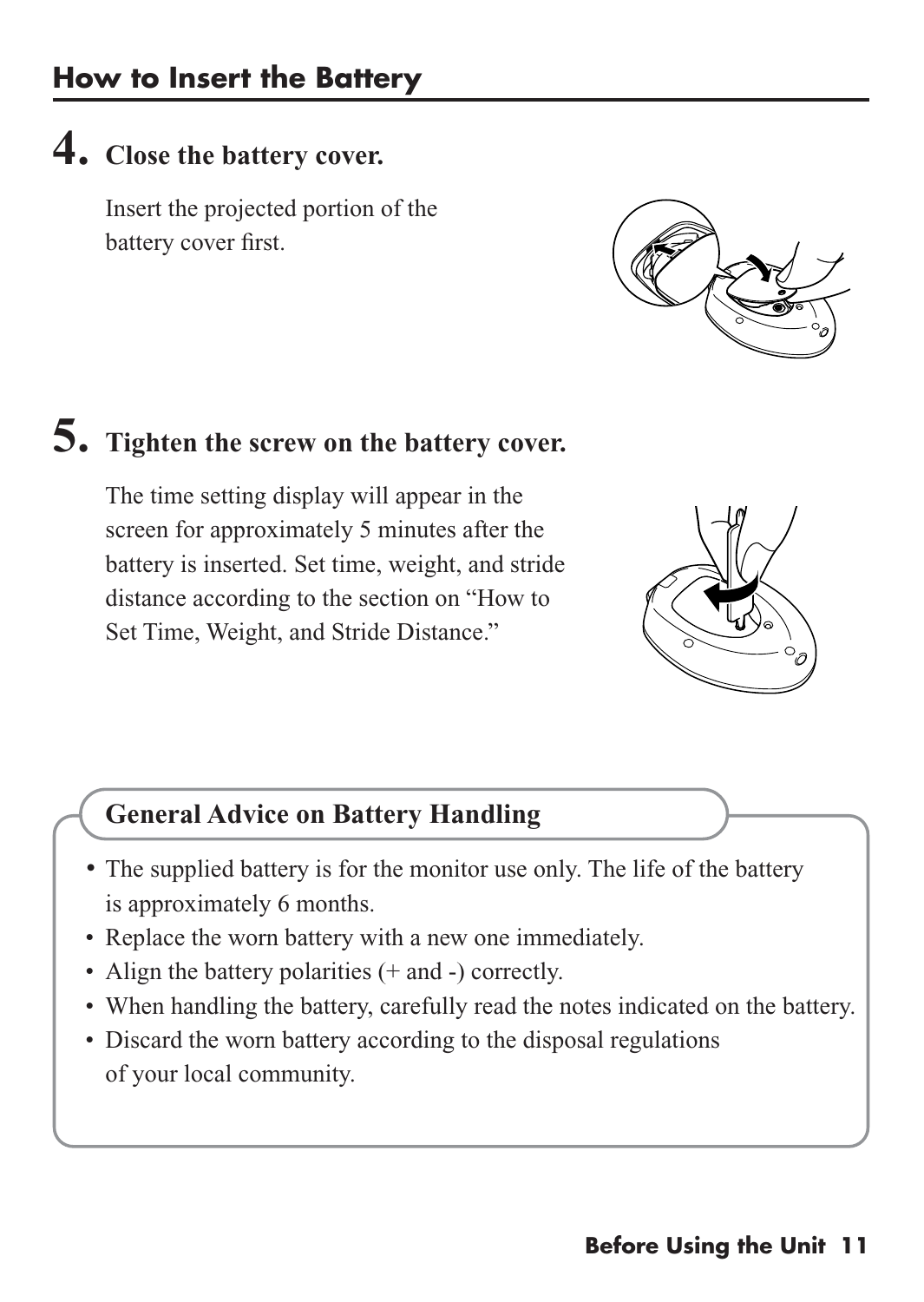## How to Insert the Battery

### 4. Close the battery cover.

Insert the projected portion of the battery cover first.

### 5. Tighten the screw on the battery cover.

The time setting display will appear in the screen for approximately 5 minutes after the battery is inserted. Set time, weight, and stride distance according to the section on “How to Set Time, Weight, and Stride Distance.”

### General Advice on Battery Handling

- The supplied battery is for the monitor use only. The life of the battery is approximately 6 months.
- Replace the worn battery with a new one immediately.
- Align the battery polarities (+ and -) correctly.
- When handling the battery, carefully read the notes indicated on the battery.
- Discard the worn battery according to the disposal regulations of your local community.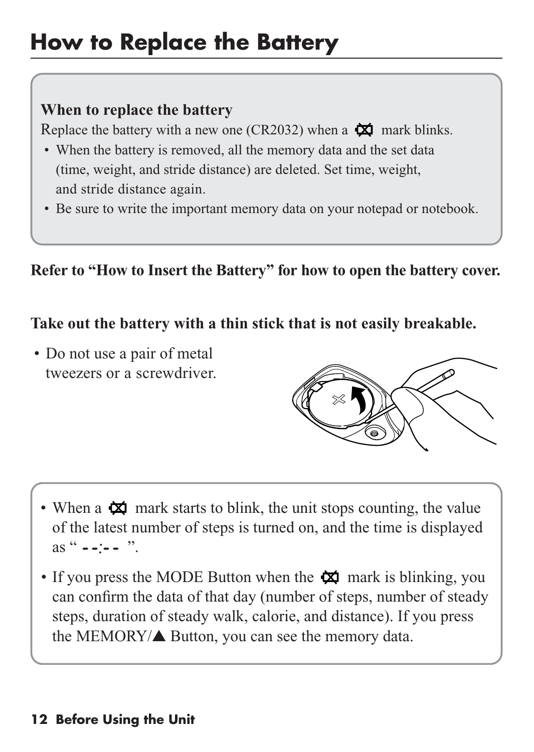# How to Replace the Battery

**When to replace the battery**

Replace the battery with a new one (CR2032) when a ⌧ mark blinks.

- When the battery is removed, all the memory data and the set data (time, weight, and stride distance) are deleted. Set time, weight, and stride distance again.
- Be sure to write the important memory data on your notepad or notebook.

**Refer to "How to Insert the Battery" for how to open the battery cover.**

**Take out the battery with a thin stick that is not easily breakable.**

- Do not use a pair of metal tweezers or a screwdriver.

- When a ⌧ mark starts to blink, the unit stops counting, the value of the latest number of steps is turned on, and the time is displayed as " --:-- ".
- If you press the MODE Button when the ⌧ mark is blinking, you can confirm the data of that day (number of steps, number of steady steps, duration of steady walk, calorie, and distance). If you press the MEMORY/▲ Button, you can see the memory data.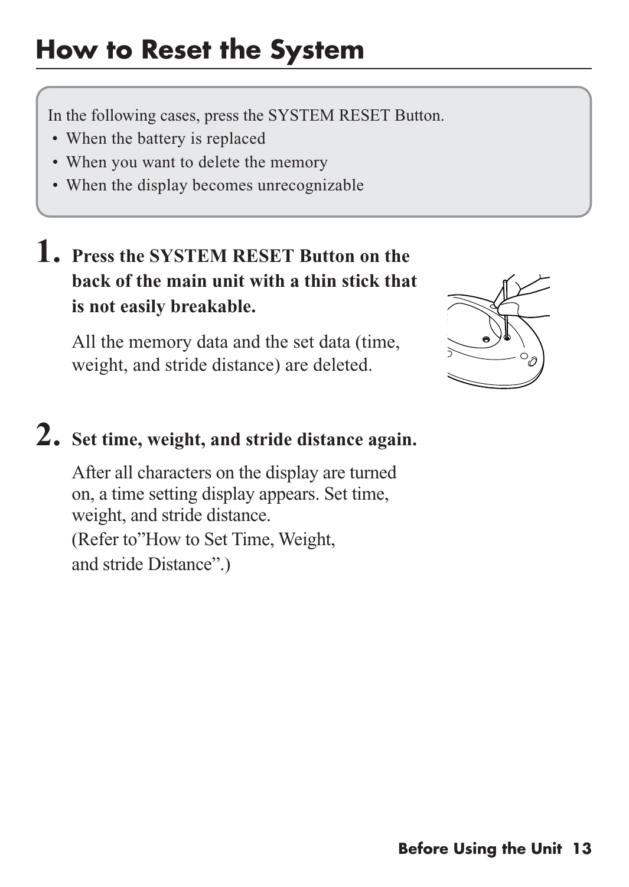# How to Reset the System

In the following cases, press the SYSTEM RESET Button.

- When the battery is replaced
- When you want to delete the memory
- When the display becomes unrecognizable

## 1. Press the SYSTEM RESET Button on the back of the main unit with a thin stick that is not easily breakable.

All the memory data and the set data (time, weight, and stride distance) are deleted.

## 2. Set time, weight, and stride distance again.

After all characters on the display are turned on, a time setting display appears. Set time, weight, and stride distance.
(Refer to"How to Set Time, Weight, and stride Distance".)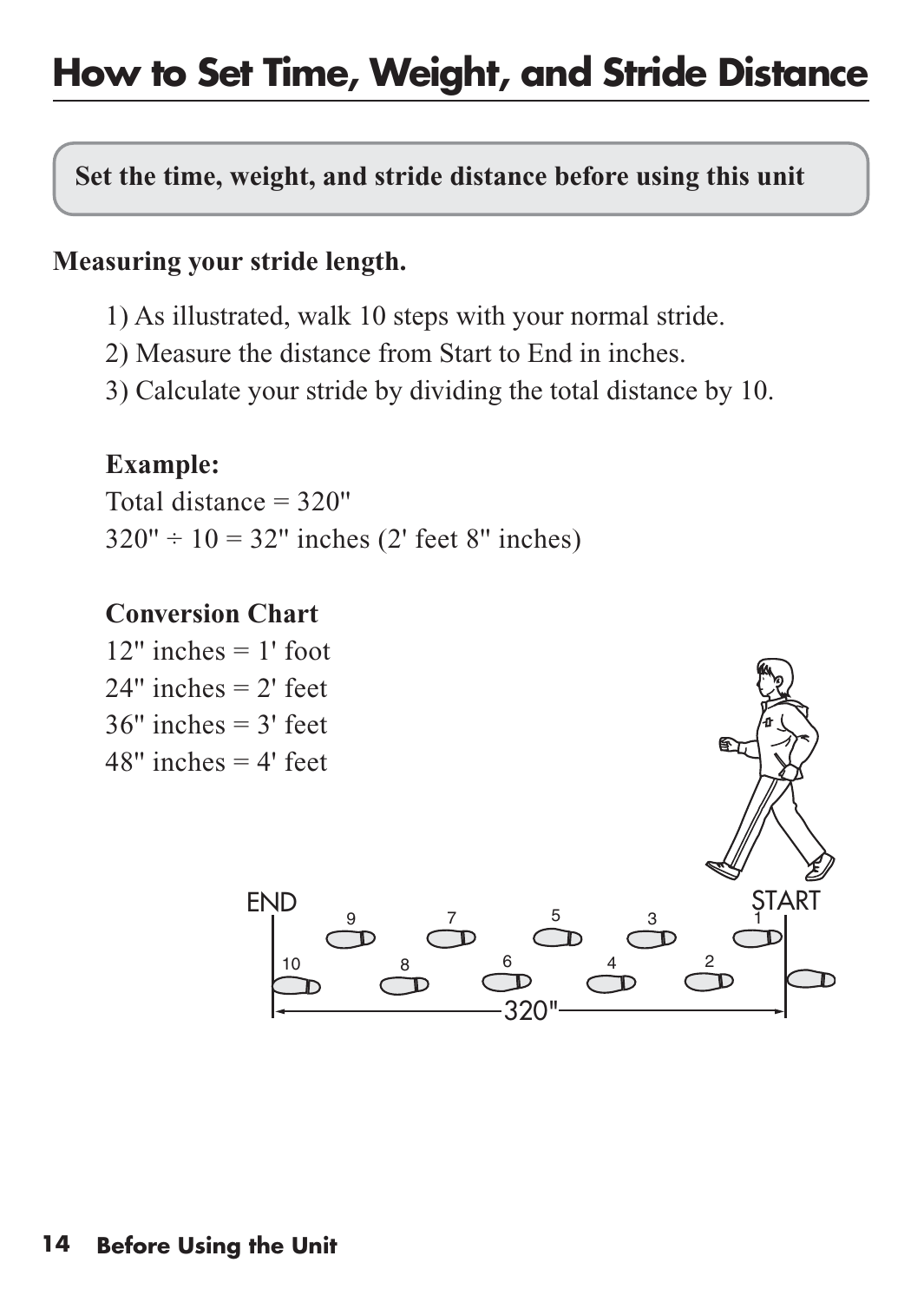# How to Set Time, Weight, and Stride Distance

**Set the time, weight, and stride distance before using this unit**

**Measuring your stride length.**

1) As illustrated, walk 10 steps with your normal stride.
2) Measure the distance from Start to End in inches.
3) Calculate your stride by dividing the total distance by 10.

**Example:**
Total distance = 320"
320" ÷ 10 = 32" inches (2' feet 8" inches)

**Conversion Chart**
12" inches = 1' foot
24" inches = 2' feet
36" inches = 3' feet
48" inches = 4' feet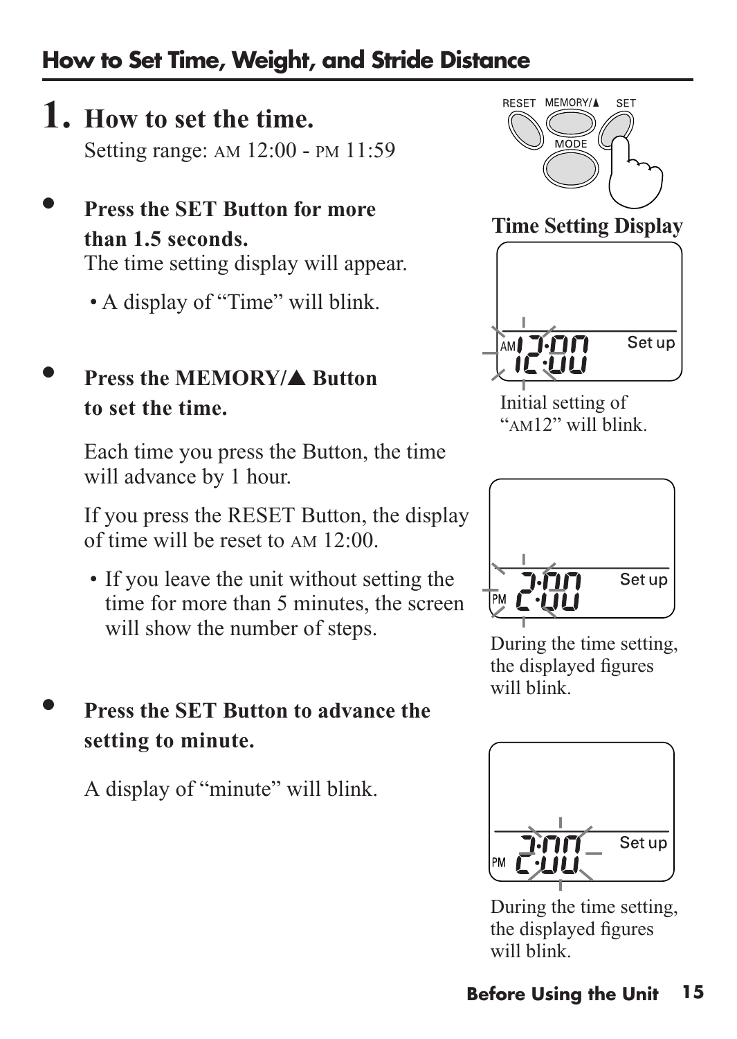## How to Set Time, Weight, and Stride Distance

### 1. How to set the time.

Setting range: AM 12:00 - PM 11:59

- **Press the SET Button for more than 1.5 seconds.**

  The time setting display will appear.

  • A display of "Time" will blink.

- **Press the MEMORY/▲ Button to set the time.**

  Each time you press the Button, the time will advance by 1 hour.

  If you press the RESET Button, the display of time will be reset to AM 12:00.

  • If you leave the unit without setting the time for more than 5 minutes, the screen will show the number of steps.

- **Press the SET Button to advance the setting to minute.**

  A display of "minute" will blink.

RESET MEMORY/▲ SET MODE

**Time Setting Display**

AM 12:00 Set up

Initial setting of "AM12" will blink.

PM 2:00 Set up

During the time setting, the displayed figures will blink.

PM 2:00 Set up

During the time setting, the displayed figures will blink.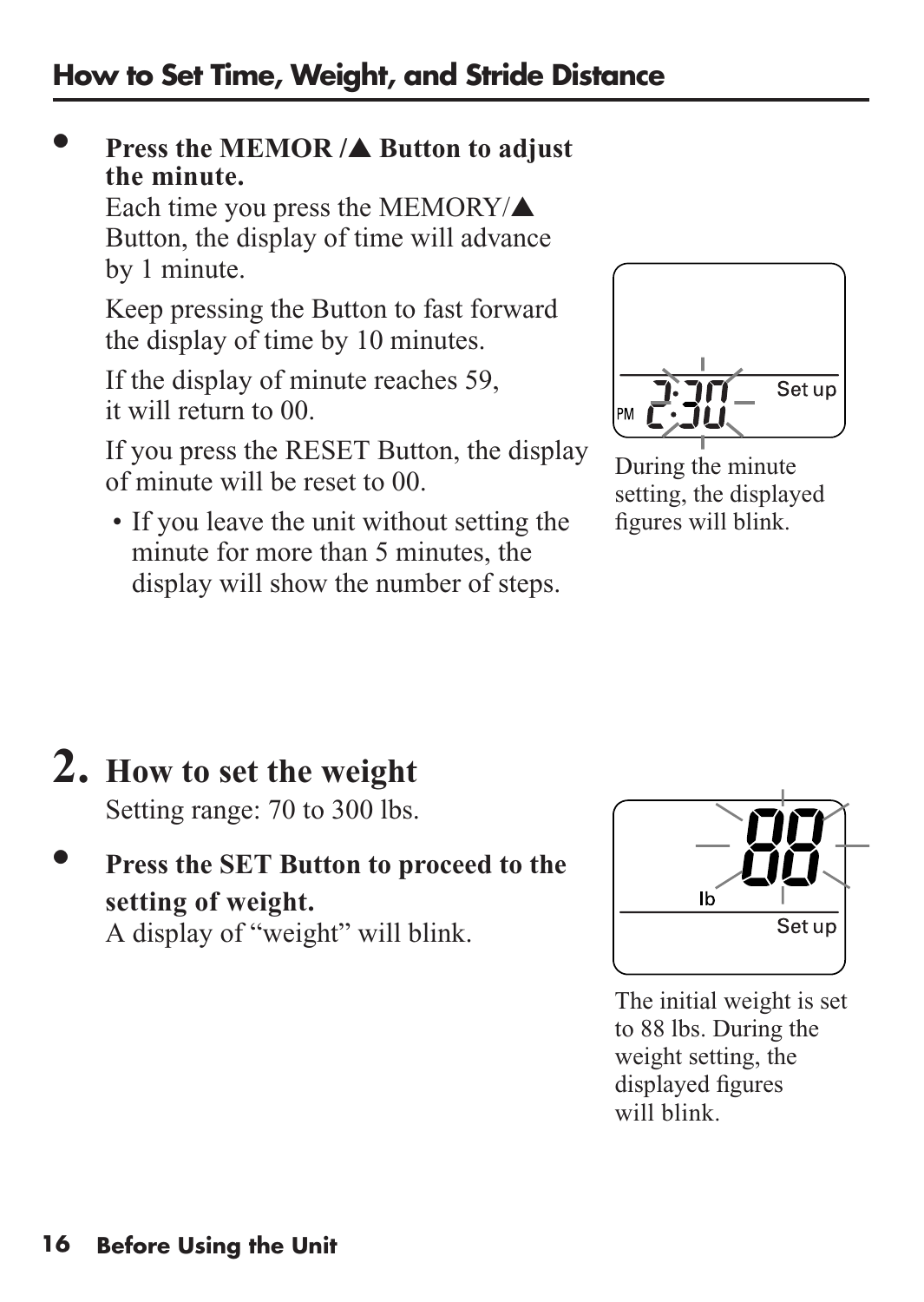- **Press the MEMOR /▲ Button to adjust the minute.**

  Each time you press the MEMORY/▲ Button, the display of time will advance by 1 minute.

  Keep pressing the Button to fast forward the display of time by 10 minutes.

  If the display of minute reaches 59, it will return to 00.

  If you press the RESET Button, the display of minute will be reset to 00.

  - If you leave the unit without setting the minute for more than 5 minutes, the display will show the number of steps.

During the minute setting, the displayed figures will blink.

## 2. How to set the weight

Setting range: 70 to 300 lbs.

- **Press the SET Button to proceed to the setting of weight.**

  A display of "weight" will blink.

The initial weight is set to 88 lbs. During the weight setting, the displayed figures will blink.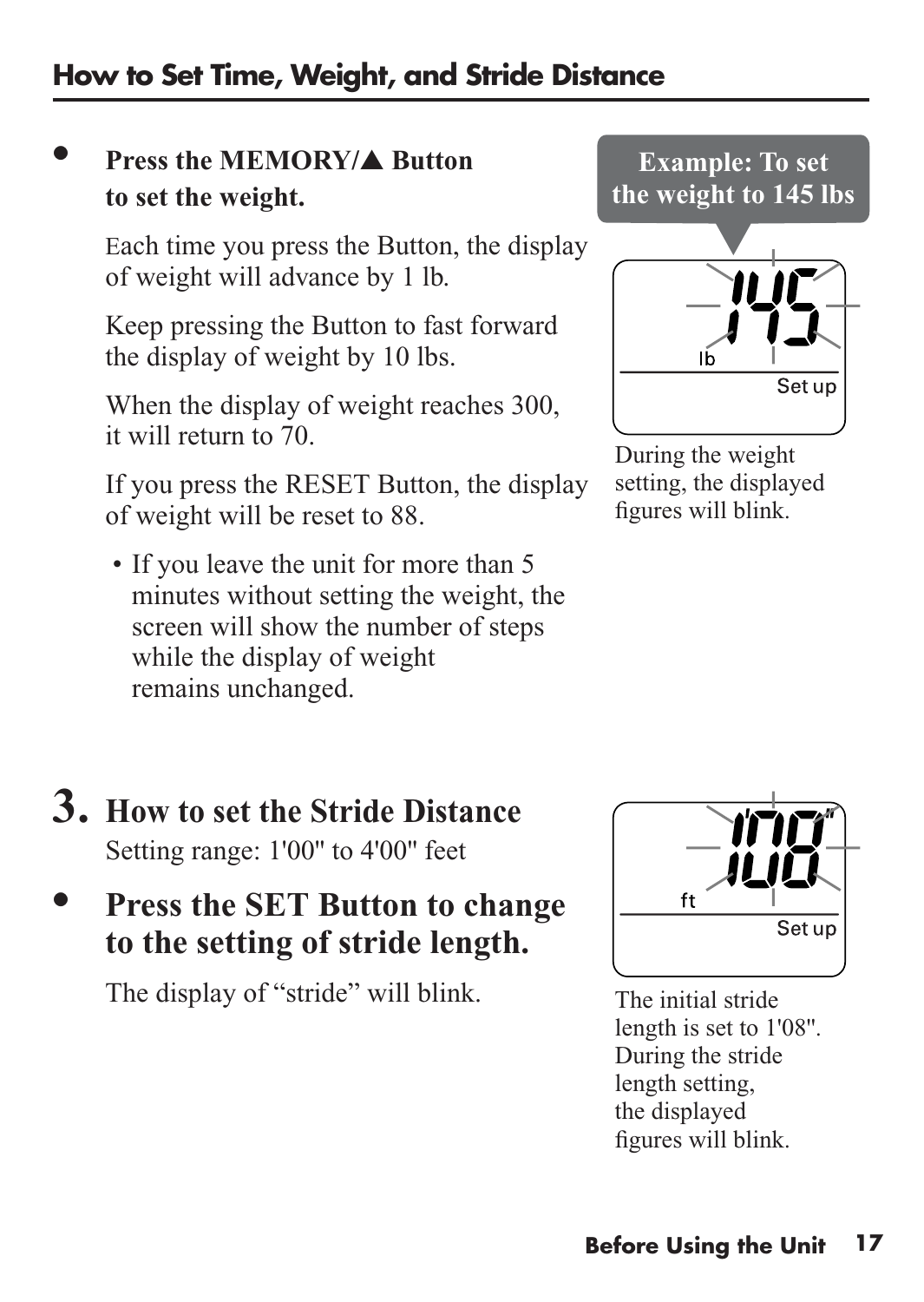## How to Set Time, Weight, and Stride Distance

- **Press the MEMORY/▲ Button to set the weight.**

  Each time you press the Button, the display of weight will advance by 1 lb.

  Keep pressing the Button to fast forward the display of weight by 10 lbs.

  When the display of weight reaches 300, it will return to 70.

  If you press the RESET Button, the display of weight will be reset to 88.

  - If you leave the unit for more than 5 minutes without setting the weight, the screen will show the number of steps while the display of weight remains unchanged.

**Example: To set the weight to 145 lbs**

145 lb Set up

During the weight setting, the displayed figures will blink.

## 3. How to set the Stride Distance

Setting range: 1'00" to 4'00" feet

- **Press the SET Button to change to the setting of stride length.**

  The display of "stride" will blink.

1'08" ft Set up

The initial stride length is set to 1'08". During the stride length setting, the displayed figures will blink.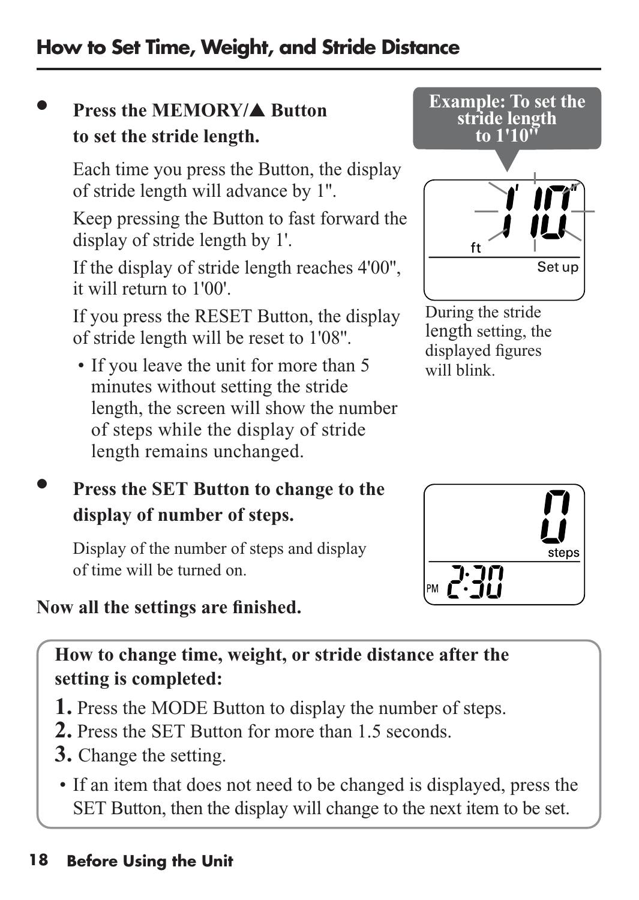## How to Set Time, Weight, and Stride Distance

- **Press the MEMORY/▲ Button to set the stride length.**

  Each time you press the Button, the display of stride length will advance by 1".

  Keep pressing the Button to fast forward the display of stride length by 1'.

  If the display of stride length reaches 4'00", it will return to 1'00'.

  If you press the RESET Button, the display of stride length will be reset to 1'08".

  - If you leave the unit for more than 5 minutes without setting the stride length, the screen will show the number of steps while the display of stride length remains unchanged.

**Example: To set the stride length to 1'10"**

1' 10" ft
Set up

During the stride length setting, the displayed figures will blink.

- **Press the SET Button to change to the display of number of steps.**

  Display of the number of steps and display of time will be turned on.

0 steps
PM 2:30

**Now all the settings are finished.**

**How to change time, weight, or stride distance after the setting is completed:**

1. Press the MODE Button to display the number of steps.
2. Press the SET Button for more than 1.5 seconds.
3. Change the setting.

- If an item that does not need to be changed is displayed, press the SET Button, then the display will change to the next item to be set.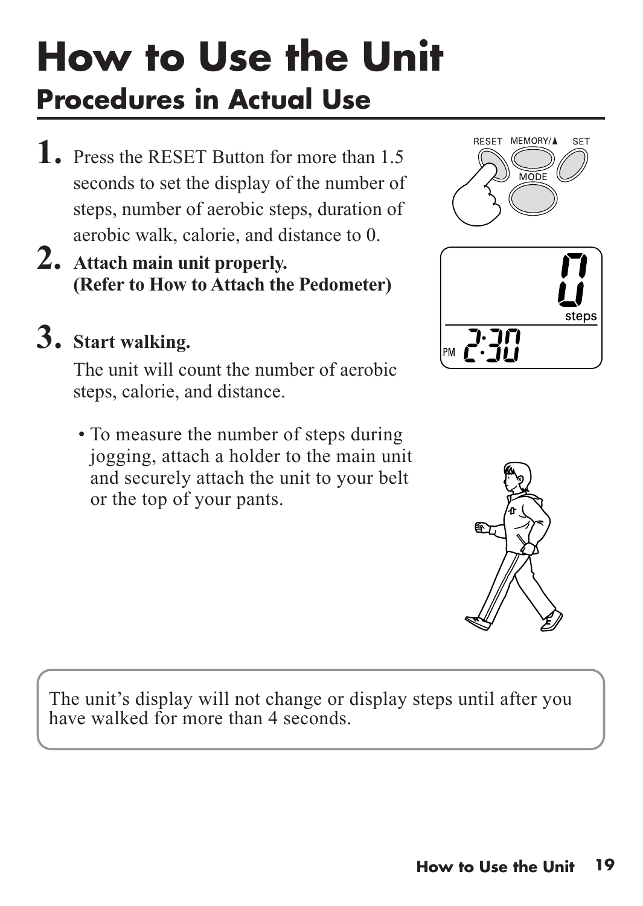# How to Use the Unit

## Procedures in Actual Use

1. Press the RESET Button for more than 1.5 seconds to set the display of the number of steps, number of aerobic steps, duration of aerobic walk, calorie, and distance to 0.
2. **Attach main unit properly.**
   **(Refer to How to Attach the Pedometer)**
3. **Start walking.**

   The unit will count the number of aerobic steps, calorie, and distance.

   - To measure the number of steps during jogging, attach a holder to the main unit and securely attach the unit to your belt or the top of your pants.

The unit's display will not change or display steps until after you have walked for more than 4 seconds.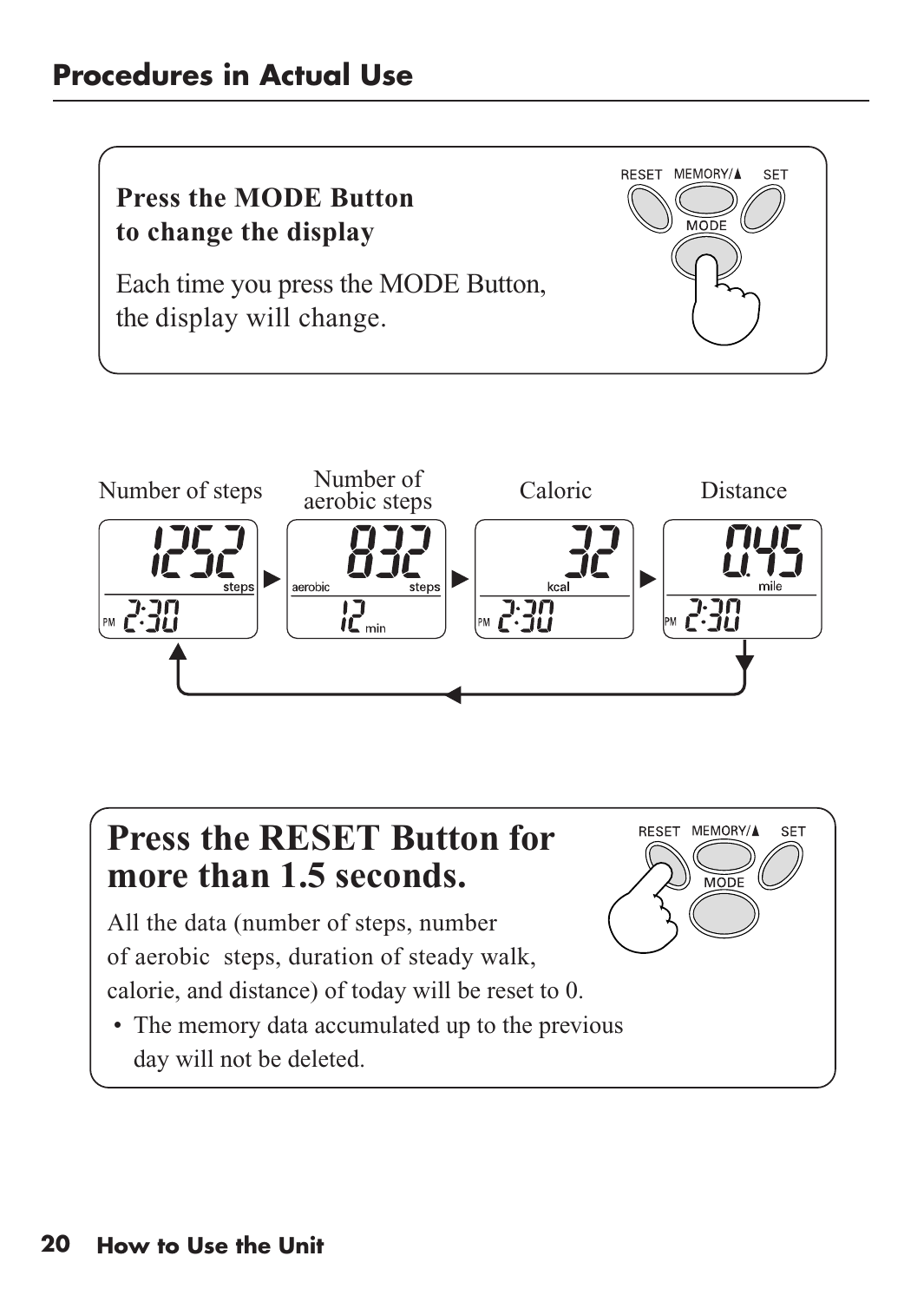## Procedures in Actual Use

**Press the MODE Button to change the display**

Each time you press the MODE Button, the display will change.

Number of steps ▶ Number of aerobic steps ▶ Caloric ▶ Distance

## Press the RESET Button for more than 1.5 seconds.

All the data (number of steps, number of aerobic steps, duration of steady walk, calorie, and distance) of today will be reset to 0.

- The memory data accumulated up to the previous day will not be deleted.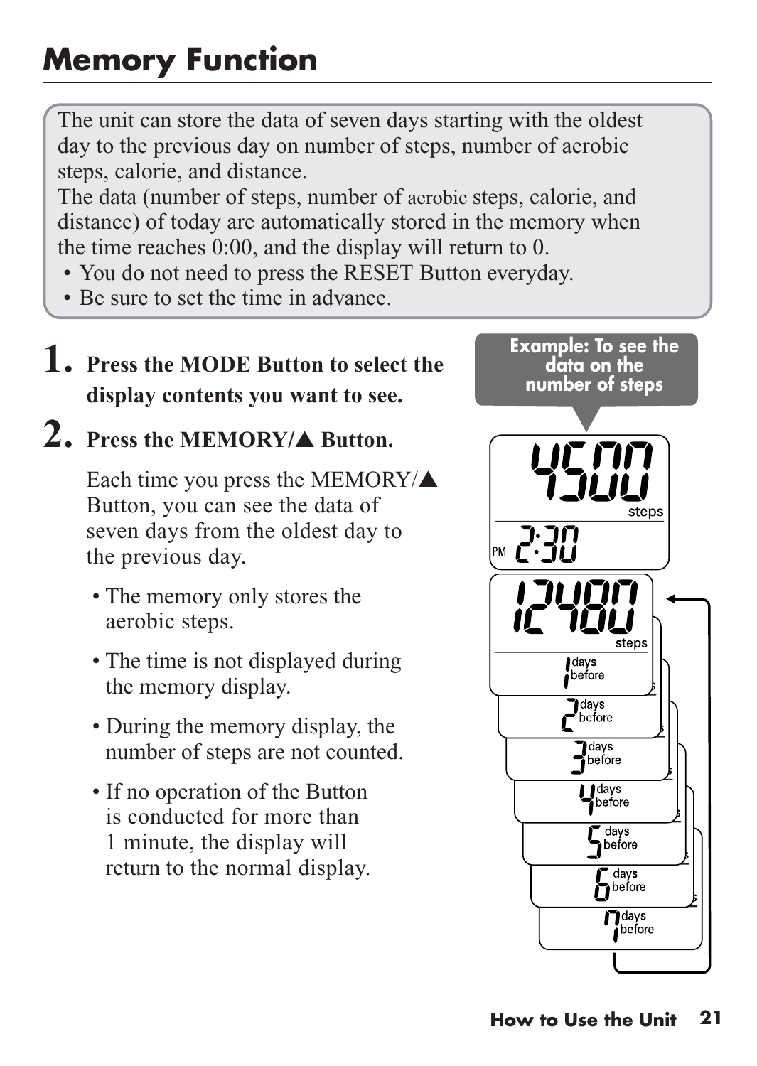# Memory Function

The unit can store the data of seven days starting with the oldest day to the previous day on number of steps, number of aerobic steps, calorie, and distance.
The data (number of steps, number of aerobic steps, calorie, and distance) of today are automatically stored in the memory when the time reaches 0:00, and the display will return to 0.

- You do not need to press the RESET Button everyday.
- Be sure to set the time in advance.

**1. Press the MODE Button to select the display contents you want to see.**

**2. Press the MEMORY/▲ Button.**

Each time you press the MEMORY/▲ Button, you can see the data of seven days from the oldest day to the previous day.

- The memory only stores the aerobic steps.
- The time is not displayed during the memory display.
- During the memory display, the number of steps are not counted.
- If no operation of the Button is conducted for more than 1 minute, the display will return to the normal display.

Example: To see the data on the number of steps

4500 steps
PM 2:30

12480 steps
1 days before
2 days before
3 days before
4 days before
5 days before
6 days before
7 days before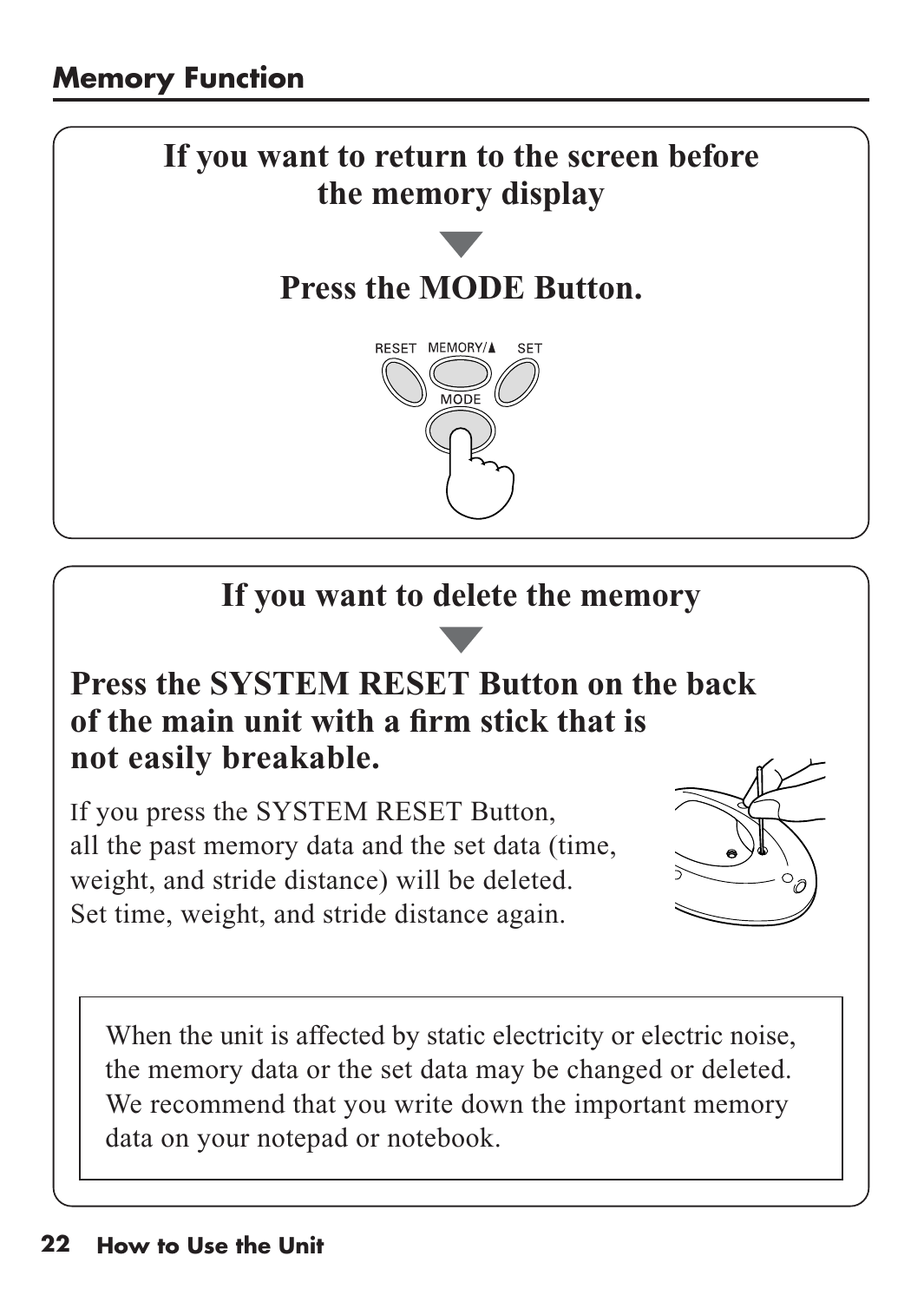## Memory Function

### If you want to return to the screen before the memory display

▼

**Press the MODE Button.**

### If you want to delete the memory

▼

**Press the SYSTEM RESET Button on the back of the main unit with a firm stick that is not easily breakable.**

If you press the SYSTEM RESET Button, all the past memory data and the set data (time, weight, and stride distance) will be deleted. Set time, weight, and stride distance again.

> When the unit is affected by static electricity or electric noise, the memory data or the set data may be changed or deleted. We recommend that you write down the important memory data on your notepad or notebook.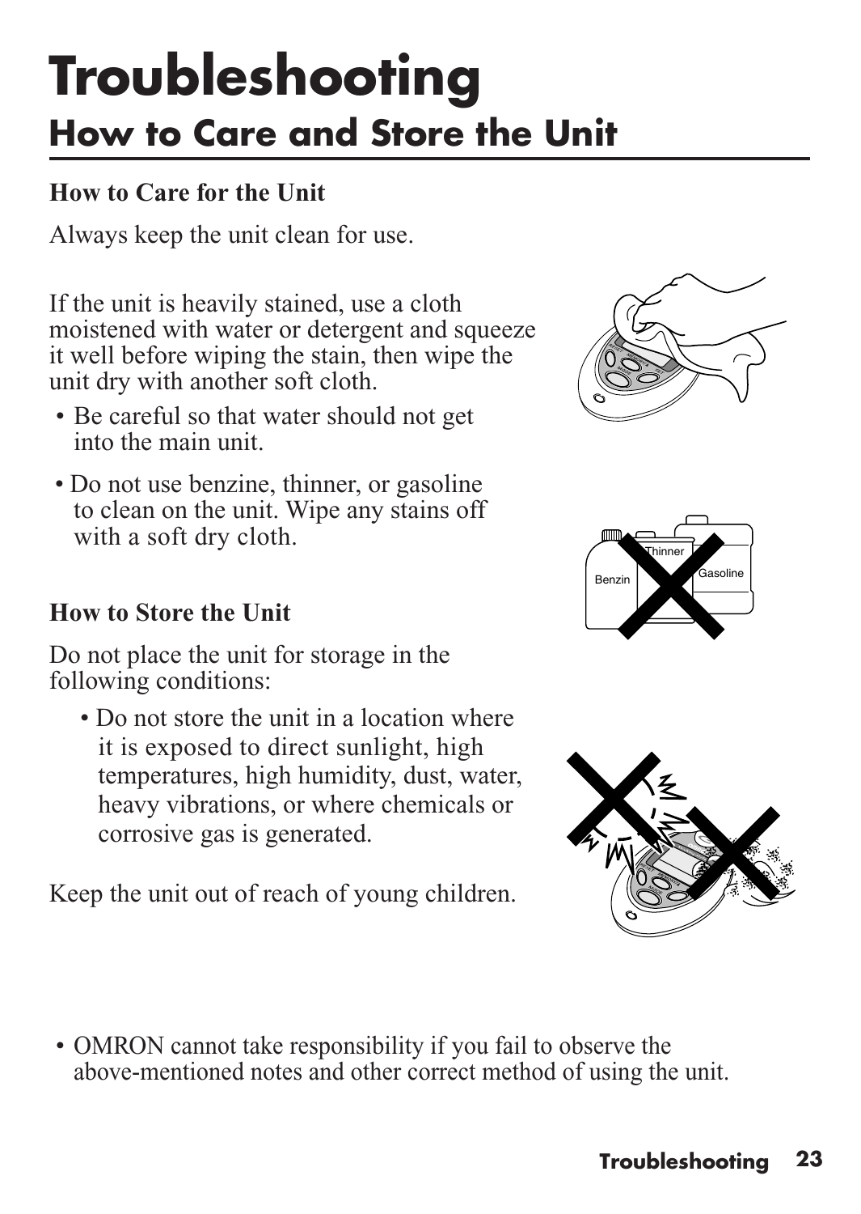# Troubleshooting

## How to Care and Store the Unit

### How to Care for the Unit

Always keep the unit clean for use.

If the unit is heavily stained, use a cloth moistened with water or detergent and squeeze it well before wiping the stain, then wipe the unit dry with another soft cloth.

- Be careful so that water should not get into the main unit.
- Do not use benzine, thinner, or gasoline to clean on the unit. Wipe any stains off with a soft dry cloth.

### How to Store the Unit

Do not place the unit for storage in the following conditions:

- Do not store the unit in a location where it is exposed to direct sunlight, high temperatures, high humidity, dust, water, heavy vibrations, or where chemicals or corrosive gas is generated.

Keep the unit out of reach of young children.

- OMRON cannot take responsibility if you fail to observe the above-mentioned notes and other correct method of using the unit.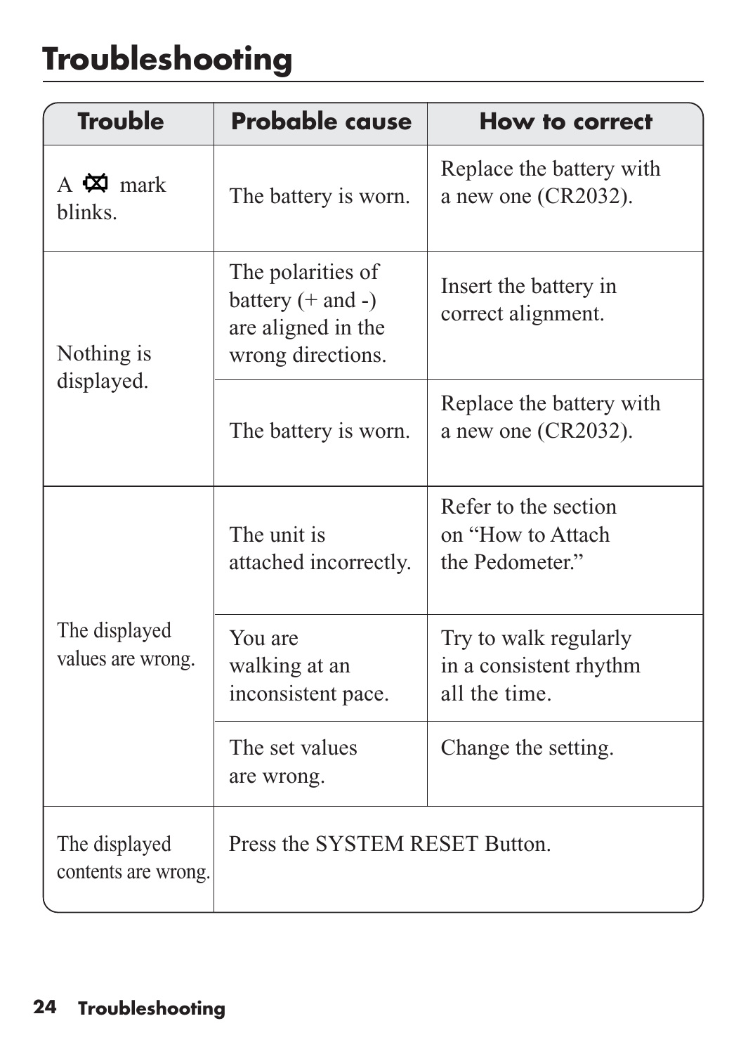# Troubleshooting

| Trouble | Probable cause | How to correct |
|---|---|---|
| A ⌧ mark blinks. | The battery is worn. | Replace the battery with a new one (CR2032). |
| Nothing is displayed. | The polarities of battery (+ and -) are aligned in the wrong directions. | Insert the battery in correct alignment. |
| | The battery is worn. | Replace the battery with a new one (CR2032). |
| The displayed values are wrong. | The unit is attached incorrectly. | Refer to the section on "How to Attach the Pedometer." |
| | You are walking at an inconsistent pace. | Try to walk regularly in a consistent rhythm all the time. |
| | The set values are wrong. | Change the setting. |
| The displayed contents are wrong. | Press the SYSTEM RESET Button. | |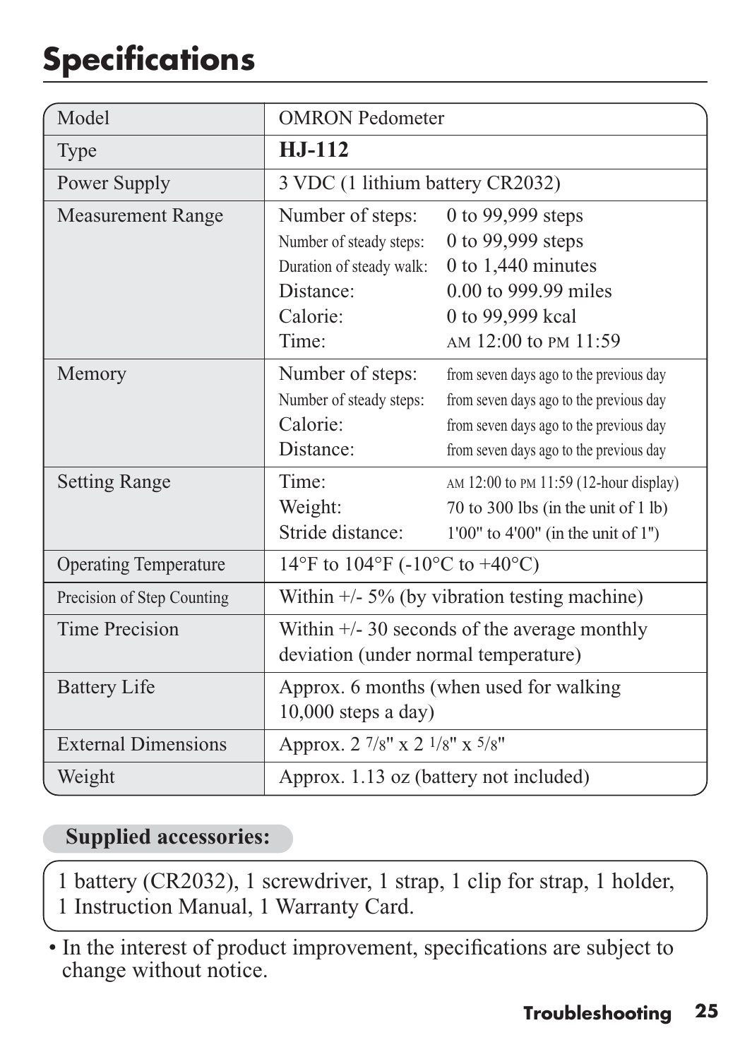# Specifications

| Model | OMRON Pedometer |
|---|---|
| Type | **HJ-112** |
| Power Supply | 3 VDC (1 lithium battery CR2032) |
| Measurement Range | Number of steps: 0 to 99,999 steps<br>Number of steady steps: 0 to 99,999 steps<br>Duration of steady walk: 0 to 1,440 minutes<br>Distance: 0.00 to 999.99 miles<br>Calorie: 0 to 99,999 kcal<br>Time: AM 12:00 to PM 11:59 |
| Memory | Number of steps: from seven days ago to the previous day<br>Number of steady steps: from seven days ago to the previous day<br>Calorie: from seven days ago to the previous day<br>Distance: from seven days ago to the previous day |
| Setting Range | Time: AM 12:00 to PM 11:59 (12-hour display)<br>Weight: 70 to 300 lbs (in the unit of 1 lb)<br>Stride distance: 1'00" to 4'00" (in the unit of 1") |
| Operating Temperature | 14°F to 104°F (-10°C to +40°C) |
| Precision of Step Counting | Within +/- 5% (by vibration testing machine) |
| Time Precision | Within +/- 30 seconds of the average monthly deviation (under normal temperature) |
| Battery Life | Approx. 6 months (when used for walking 10,000 steps a day) |
| External Dimensions | Approx. 2 7/8" x 2 1/8" x 5/8" |
| Weight | Approx. 1.13 oz (battery not included) |

**Supplied accessories:**

1 battery (CR2032), 1 screwdriver, 1 strap, 1 clip for strap, 1 holder, 1 Instruction Manual, 1 Warranty Card.

- In the interest of product improvement, specifications are subject to change without notice.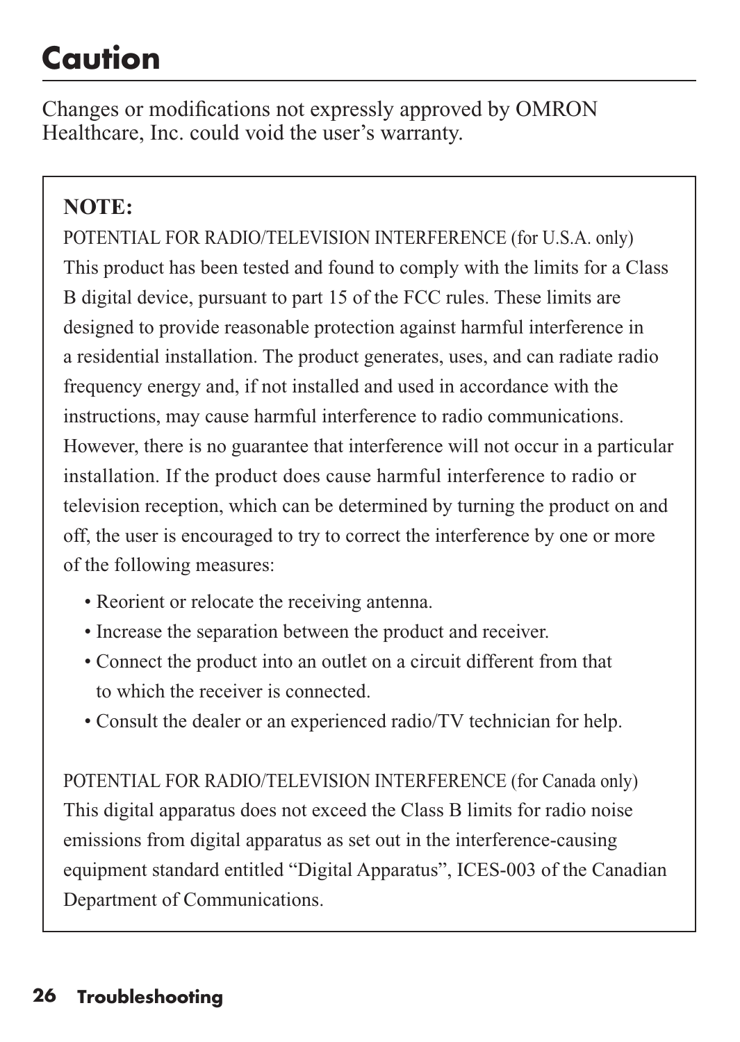# Caution

Changes or modifications not expressly approved by OMRON Healthcare, Inc. could void the user's warranty.

**NOTE:**

POTENTIAL FOR RADIO/TELEVISION INTERFERENCE (for U.S.A. only)
This product has been tested and found to comply with the limits for a Class B digital device, pursuant to part 15 of the FCC rules. These limits are designed to provide reasonable protection against harmful interference in a residential installation. The product generates, uses, and can radiate radio frequency energy and, if not installed and used in accordance with the instructions, may cause harmful interference to radio communications. However, there is no guarantee that interference will not occur in a particular installation. If the product does cause harmful interference to radio or television reception, which can be determined by turning the product on and off, the user is encouraged to try to correct the interference by one or more of the following measures:

- Reorient or relocate the receiving antenna.
- Increase the separation between the product and receiver.
- Connect the product into an outlet on a circuit different from that to which the receiver is connected.
- Consult the dealer or an experienced radio/TV technician for help.

POTENTIAL FOR RADIO/TELEVISION INTERFERENCE (for Canada only)
This digital apparatus does not exceed the Class B limits for radio noise emissions from digital apparatus as set out in the interference-causing equipment standard entitled "Digital Apparatus", ICES-003 of the Canadian Department of Communications.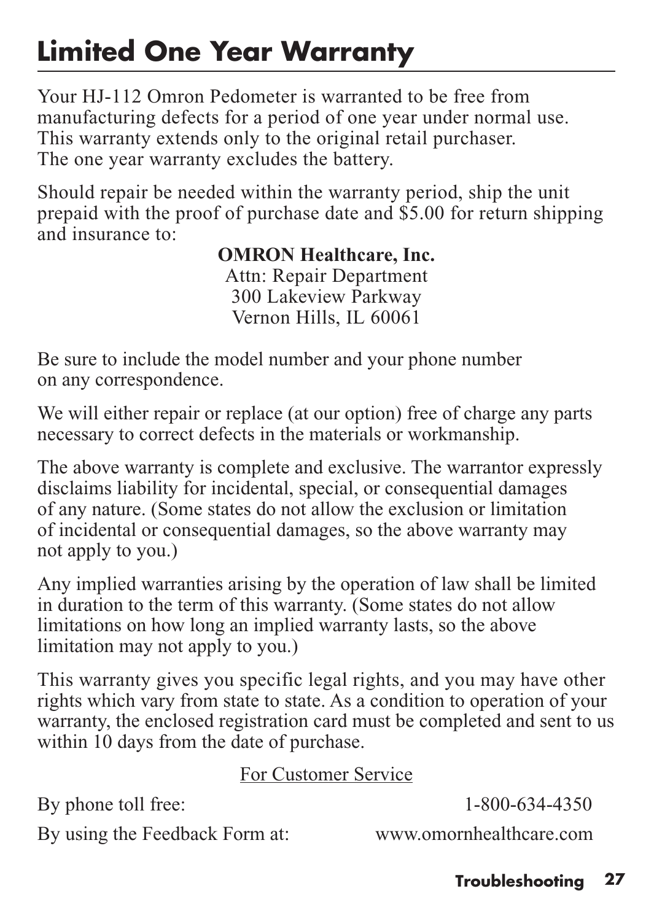# Limited One Year Warranty

Your HJ-112 Omron Pedometer is warranted to be free from manufacturing defects for a period of one year under normal use. This warranty extends only to the original retail purchaser. The one year warranty excludes the battery.

Should repair be needed within the warranty period, ship the unit prepaid with the proof of purchase date and $5.00 for return shipping and insurance to:

**OMRON Healthcare, Inc.**
Attn: Repair Department
300 Lakeview Parkway
Vernon Hills, IL 60061

Be sure to include the model number and your phone number on any correspondence.

We will either repair or replace (at our option) free of charge any parts necessary to correct defects in the materials or workmanship.

The above warranty is complete and exclusive. The warrantor expressly disclaims liability for incidental, special, or consequential damages of any nature. (Some states do not allow the exclusion or limitation of incidental or consequential damages, so the above warranty may not apply to you.)

Any implied warranties arising by the operation of law shall be limited in duration to the term of this warranty. (Some states do not allow limitations on how long an implied warranty lasts, so the above limitation may not apply to you.)

This warranty gives you specific legal rights, and you may have other rights which vary from state to state. As a condition to operation of your warranty, the enclosed registration card must be completed and sent to us within 10 days from the date of purchase.

For Customer Service

By phone toll free: 1-800-634-4350

By using the Feedback Form at: www.omornhealthcare.com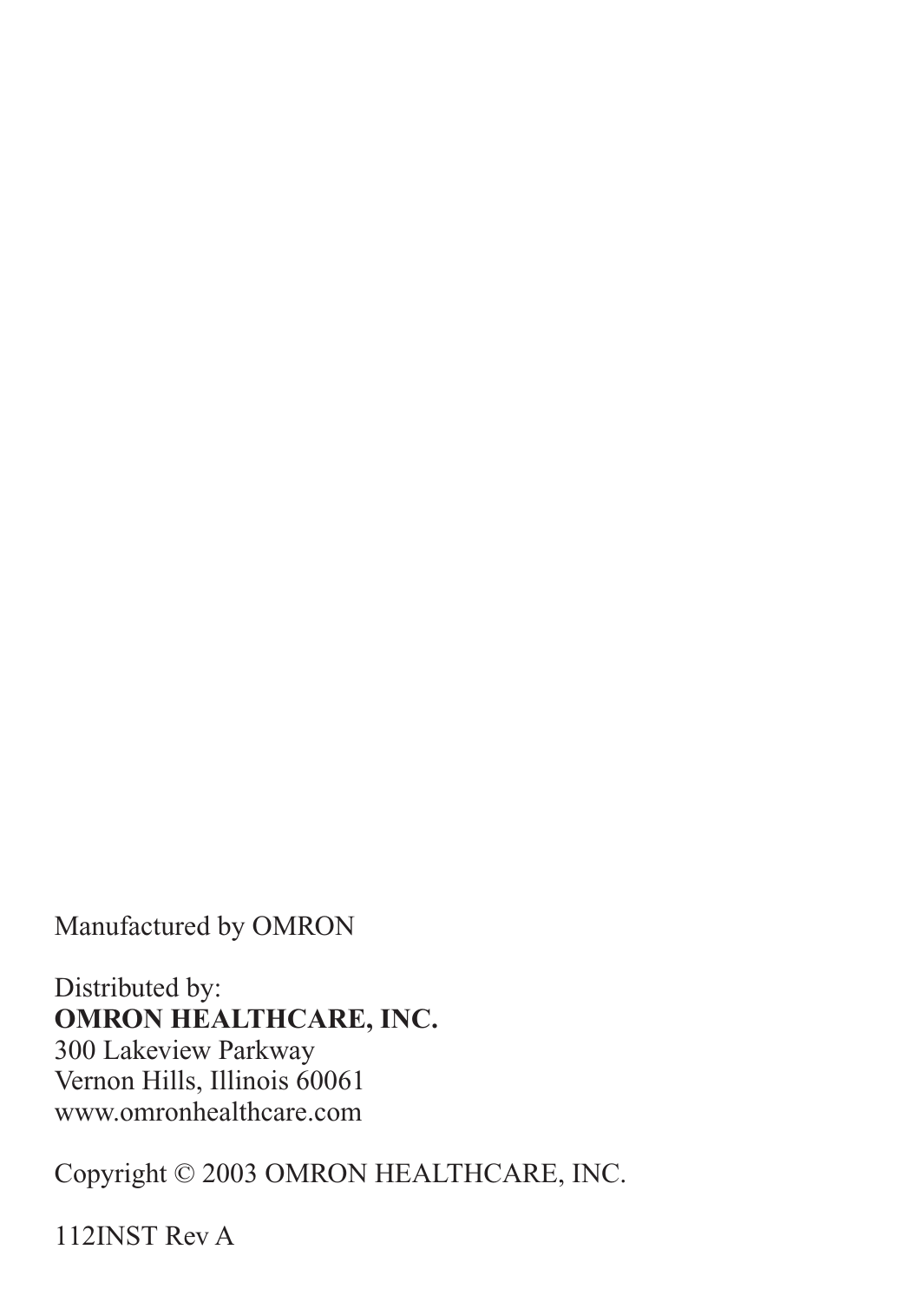Manufactured by OMRON

Distributed by:
**OMRON HEALTHCARE, INC.**
300 Lakeview Parkway
Vernon Hills, Illinois 60061
www.omronhealthcare.com

Copyright © 2003 OMRON HEALTHCARE, INC.

112INST Rev A